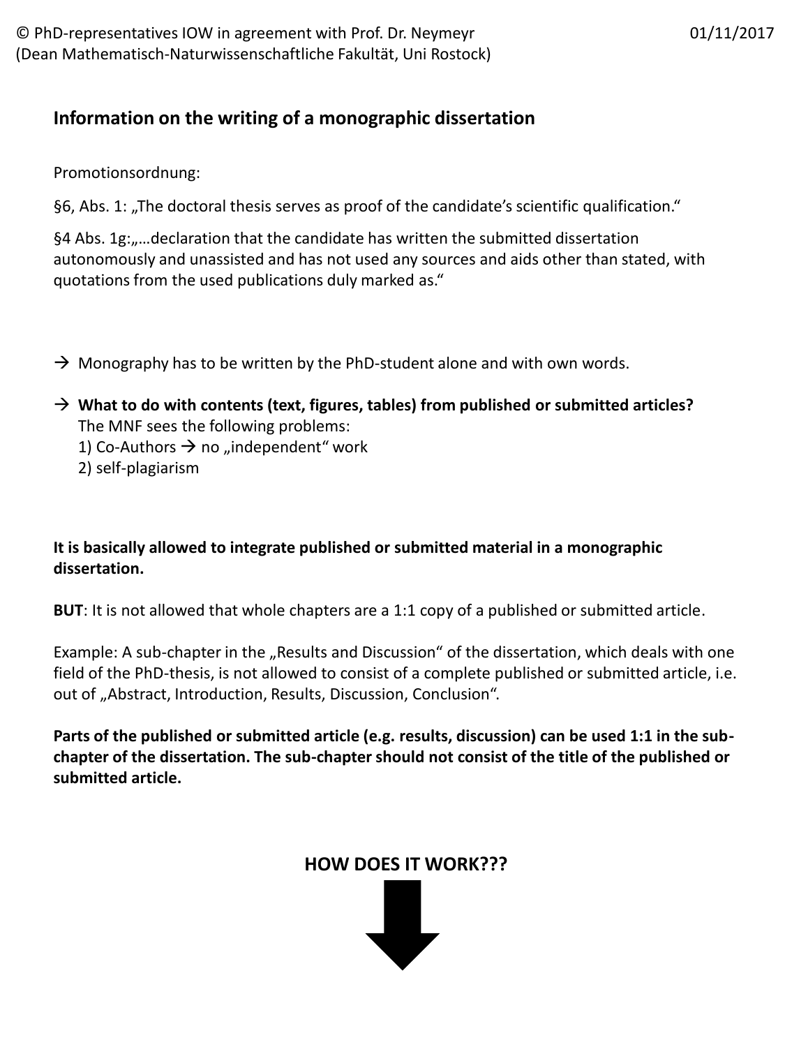© PhD-representatives IOW in agreement with Prof. Dr. Neymeyr (Dean Mathematisch-Naturwissenschaftliche Fakultät, Uni Rostock) 01/11/2017

## Information on the writing of a monographic dissertation

Promotionsordnung:

§6, Abs. 1: „The doctoral thesis serves as proof of the candidate's scientific qualification.“

§4 Abs. 1g:„…declaration that the candidate has written the submitted dissertation autonomously and unassisted and has not used any sources and aids other than stated, with quotations from the used publications duly marked as.“

→ Monography has to be written by the PhD-student alone and with own words.

→ **What to do with contents (text, figures, tables) from published or submitted articles?**
The MNF sees the following problems:
1) Co-Authors → no „independent“ work
2) self-plagiarism

**It is basically allowed to integrate published or submitted material in a monographic dissertation.**

**BUT**: It is not allowed that whole chapters are a 1:1 copy of a published or submitted article.

Example: A sub-chapter in the „Results and Discussion“ of the dissertation, which deals with one field of the PhD-thesis, is not allowed to consist of a complete published or submitted article, i.e. out of „Abstract, Introduction, Results, Discussion, Conclusion“.

**Parts of the published or submitted article (e.g. results, discussion) can be used 1:1 in the sub-chapter of the dissertation. The sub-chapter should not consist of the title of the published or submitted article.**

**HOW DOES IT WORK???**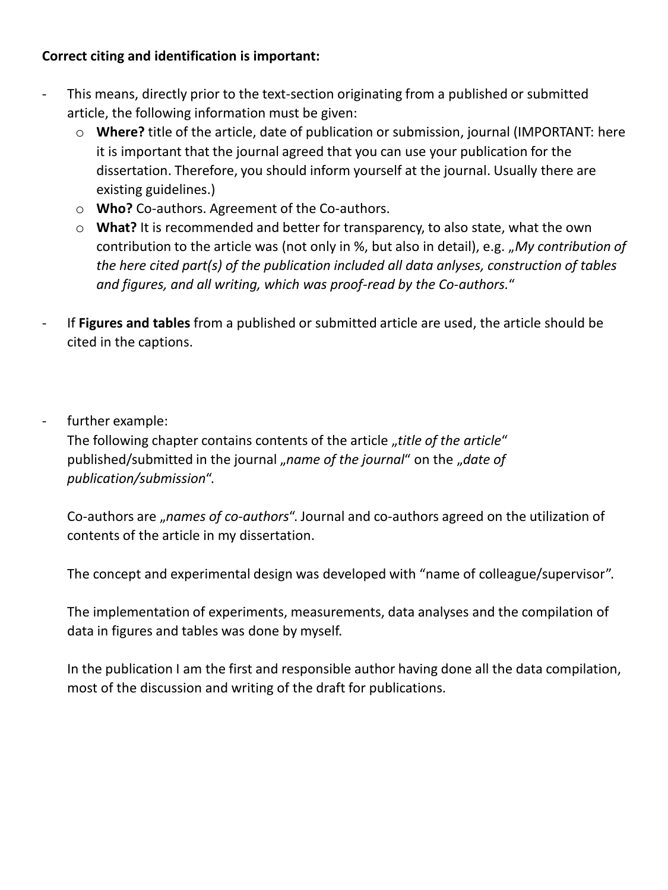**Correct citing and identification is important:**

- This means, directly prior to the text-section originating from a published or submitted article, the following information must be given:
  - **Where?** title of the article, date of publication or submission, journal (IMPORTANT: here it is important that the journal agreed that you can use your publication for the dissertation. Therefore, you should inform yourself at the journal. Usually there are existing guidelines.)
  - **Who?** Co-authors. Agreement of the Co-authors.
  - **What?** It is recommended and better for transparency, to also state, what the own contribution to the article was (not only in %, but also in detail), e.g. *„My contribution of the here cited part(s) of the publication included all data anlyses, construction of tables and figures, and all writing, which was proof-read by the Co-authors.*"

- If **Figures and tables** from a published or submitted article are used, the article should be cited in the captions.

- further example:

  The following chapter contains contents of the article *„title of the article*" published/submitted in the journal *„name of the journal*" on the *„date of publication/submission*".

  Co-authors are *„names of co-authors*". Journal and co-authors agreed on the utilization of contents of the article in my dissertation.

  The concept and experimental design was developed with "name of colleague/supervisor".

  The implementation of experiments, measurements, data analyses and the compilation of data in figures and tables was done by myself.

  In the publication I am the first and responsible author having done all the data compilation, most of the discussion and writing of the draft for publications.